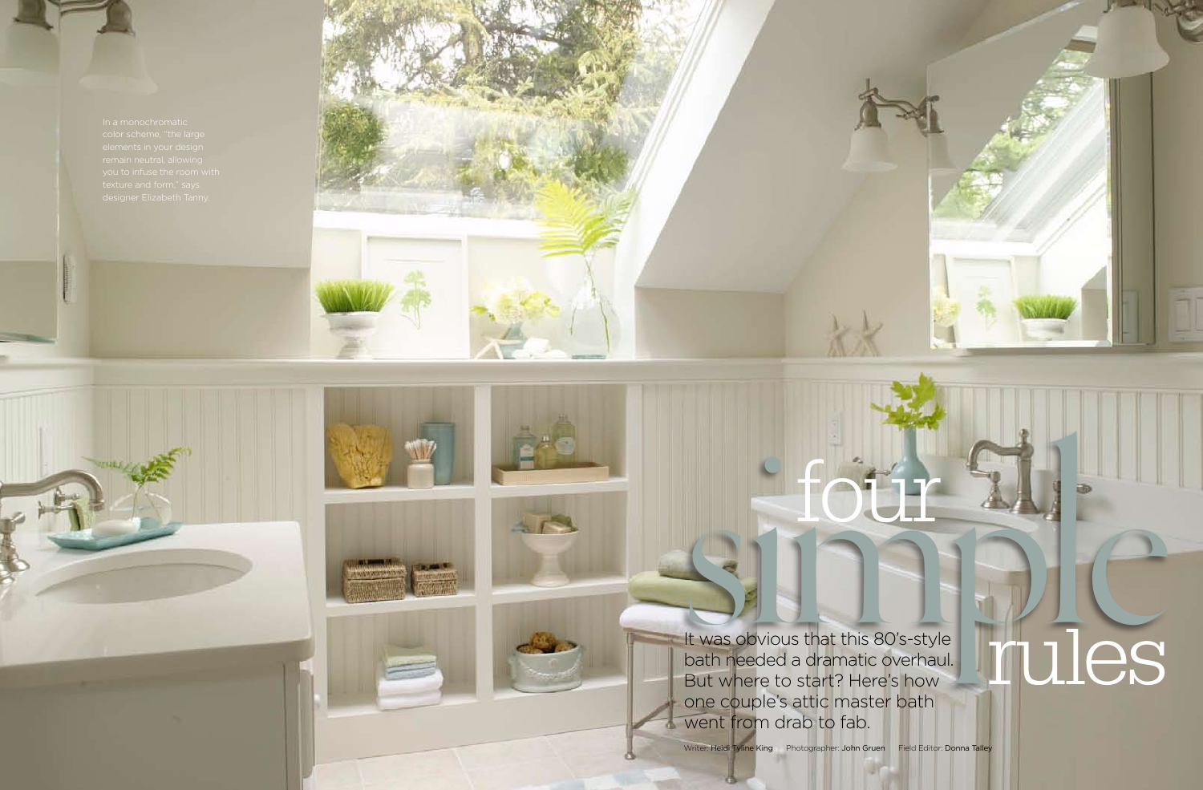# four simple rules

It was obvious that this 80's-style bath needed a dramatic overhaul. But where to start? Here's how one couple's attic master bath went from drab to fab.

Writer: Heidi Tyline King   Photographer: John Gruen   Field Editor: Donna Talley

In a monochromatic color scheme, "the large elements in your design remain neutral, allowing you to infuse the room with texture and form," says designer Elizabeth Tanny.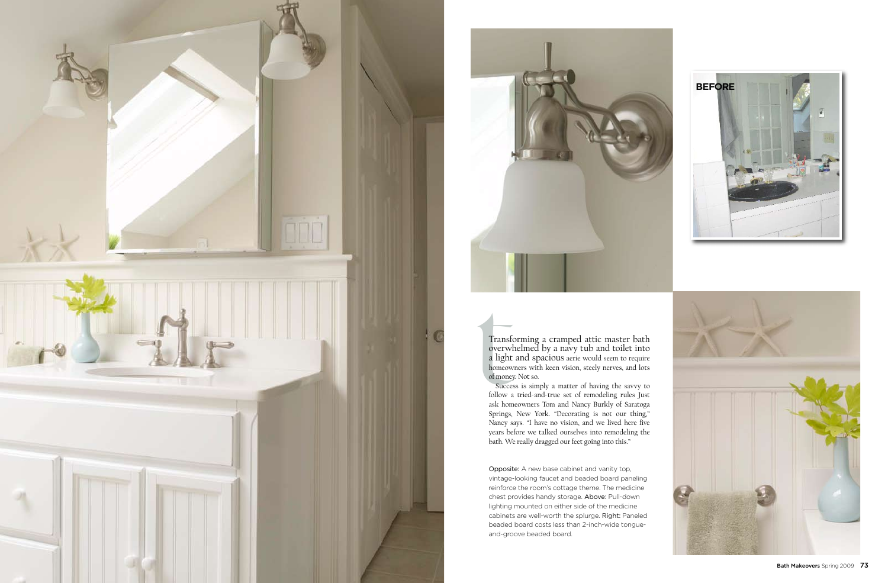BEFORE

Transforming a cramped attic master bath overwhelmed by a navy tub and toilet into a light and spacious aerie would seem to require homeowners with keen vision, steely nerves, and lots of money. Not so.

Success is simply a matter of having the savvy to follow a tried-and-true set of remodeling rules Just ask homeowners Tom and Nancy Burkly of Saratoga Springs, New York. "Decorating is not our thing," Nancy says. "I have no vision, and we lived here five years before we talked ourselves into remodeling the bath. We really dragged our feet going into this."

**Opposite:** A new base cabinet and vanity top, vintage-looking faucet and beaded board paneling reinforce the room's cottage theme. The medicine chest provides handy storage. **Above:** Pull-down lighting mounted on either side of the medicine cabinets are well-worth the splurge. **Right:** Paneled beaded board costs less than 2-inch-wide tongue-and-groove beaded board.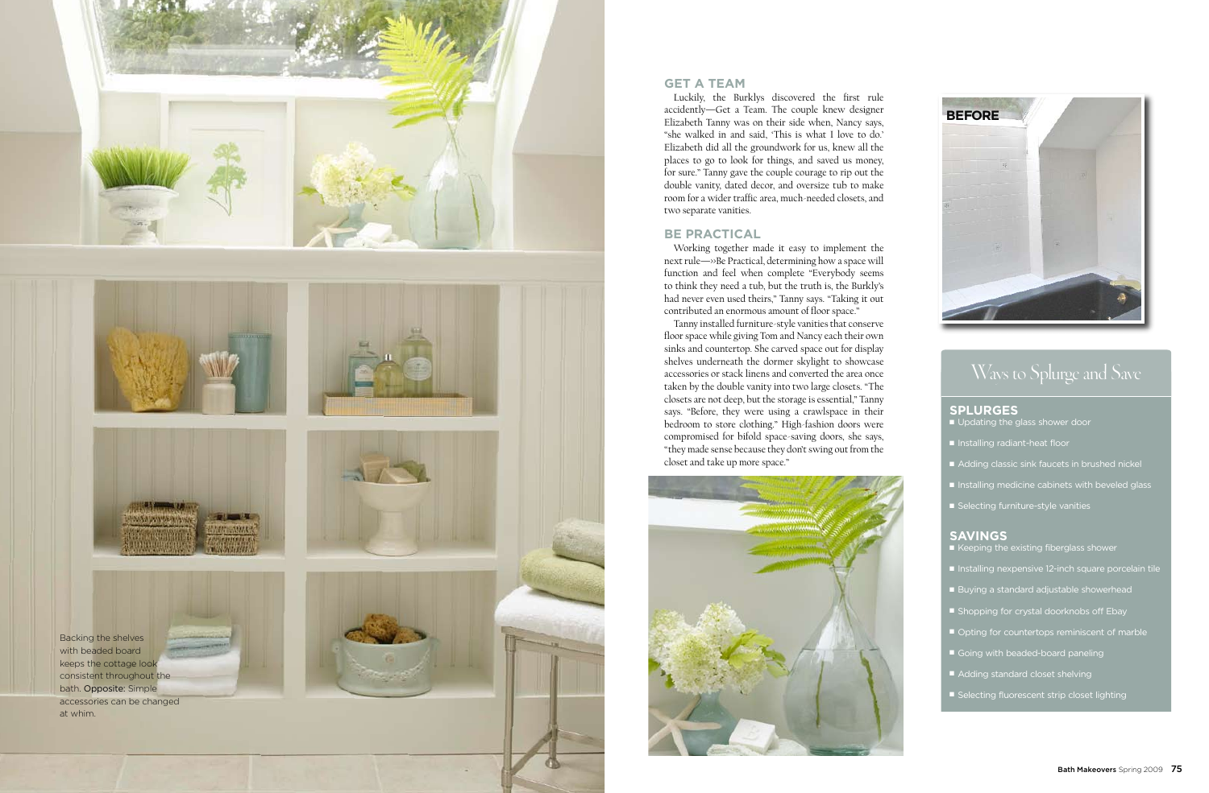## GET A TEAM

Luckily, the Burklys discovered the first rule accidently—Get a Team. The couple knew designer Elizabeth Tanny was on their side when, Nancy says, "she walked in and said, 'This is what I love to do.' Elizabeth did all the groundwork for us, knew all the places to go to look for things, and saved us money, for sure." Tanny gave the couple courage to rip out the double vanity, dated decor, and oversize tub to make room for a wider traffic area, much-needed closets, and two separate vanities.

## BE PRACTICAL

Working together made it easy to implement the next rule—»Be Practical, determining how a space will function and feel when complete "Everybody seems to think they need a tub, but the truth is, the Burkly's had never even used theirs," Tanny says. "Taking it out contributed an enormous amount of floor space."

Tanny installed furniture-style vanities that conserve floor space while giving Tom and Nancy each their own sinks and countertop. She carved space out for display shelves underneath the dormer skylight to showcase accessories or stack linens and converted the area once taken by the double vanity into two large closets. "The closets are not deep, but the storage is essential," Tanny says. "Before, they were using a crawlspace in their bedroom to store clothing." High-fashion doors were compromised for bifold space-saving doors, she says, "they made sense because they don't swing out from the closet and take up more space."

Backing the shelves with beaded board keeps the cottage look consistent throughout the bath. **Opposite:** Simple accessories can be changed at whim.

BEFORE

## Ways to Splurge and Save

### SPLURGES

- Updating the glass shower door
- Installing radiant-heat floor
- Adding classic sink faucets in brushed nickel
- Installing medicine cabinets with beveled glass
- Selecting furniture-style vanities

### SAVINGS

- Keeping the existing fiberglass shower
- Installing nexpensive 12-inch square porcelain tile
- Buying a standard adjustable showerhead
- Shopping for crystal doorknobs off Ebay
- Opting for countertops reminiscent of marble
- Going with beaded-board paneling
- Adding standard closet shelving
- Selecting fluorescent strip closet lighting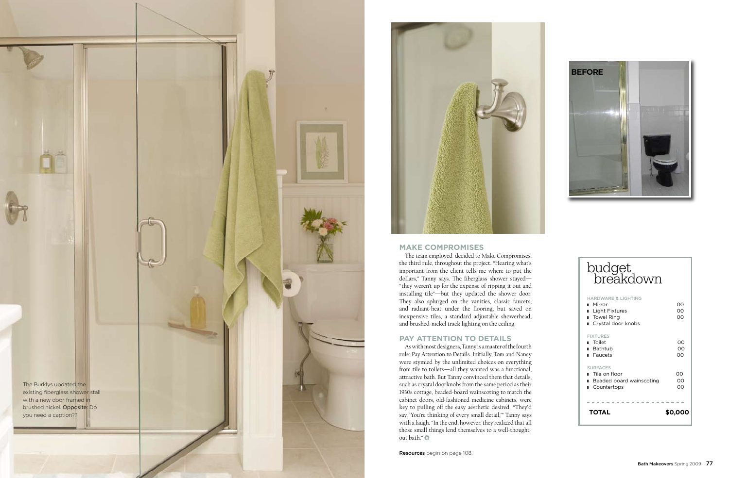The Burklys updated the existing fiberglass shower stall with a new door framed in brushed nickel. **Opposite:** Do you need a caption??

BEFORE

## MAKE COMPROMISES

The team employed decided to Make Compromises, the third rule, throughout the project. "Hearing what's important from the client tells me where to put the dollars," Tanny says. The fiberglass shower stayed—"they weren't up for the expense of ripping it out and installing tile"—but they updated the shower door. They also splurged on the vanities, classic faucets, and radiant-heat under the flooring, but saved on inexpensive tiles, a standard adjustable showerhead, and brushed-nickel track lighting on the ceiling.

## PAY ATTENTION TO DETAILS

As with most designers, Tanny is a master of the fourth rule: Pay Attention to Details. Initially, Tom and Nancy were stymied by the unlimited choices on everything from tile to toilets—all they wanted was a functional, attractive bath. But Tanny convinced them that details, such as crystal doorknobs from the same period as their 1930s cottage, beaded-board wainscoting to match the cabinet doors, old-fashioned medicine cabinets, were key to pulling off the easy aesthetic desired. "They'd say, 'You're thinking of every small detail,'" Tanny says with a laugh. "In the end, however, they realized that all those small things lend themselves to a well-thought-out bath."

**Resources** begin on page 108.

## budget breakdown

| | |
|---|---|
| HARDWARE & LIGHTING | |
| Mirror | 00 |
| Light Fixtures | 00 |
| Towel Ring | 00 |
| Crystal door knobs | |
| FIXTURES | |
| Toilet | 00 |
| Bathtub | 00 |
| Faucets | 00 |
| SURFACES | |
| Tile on floor | 00 |
| Beaded board wainscoting | 00 |
| Countertops | 00 |
| **TOTAL** | **$0,000** |